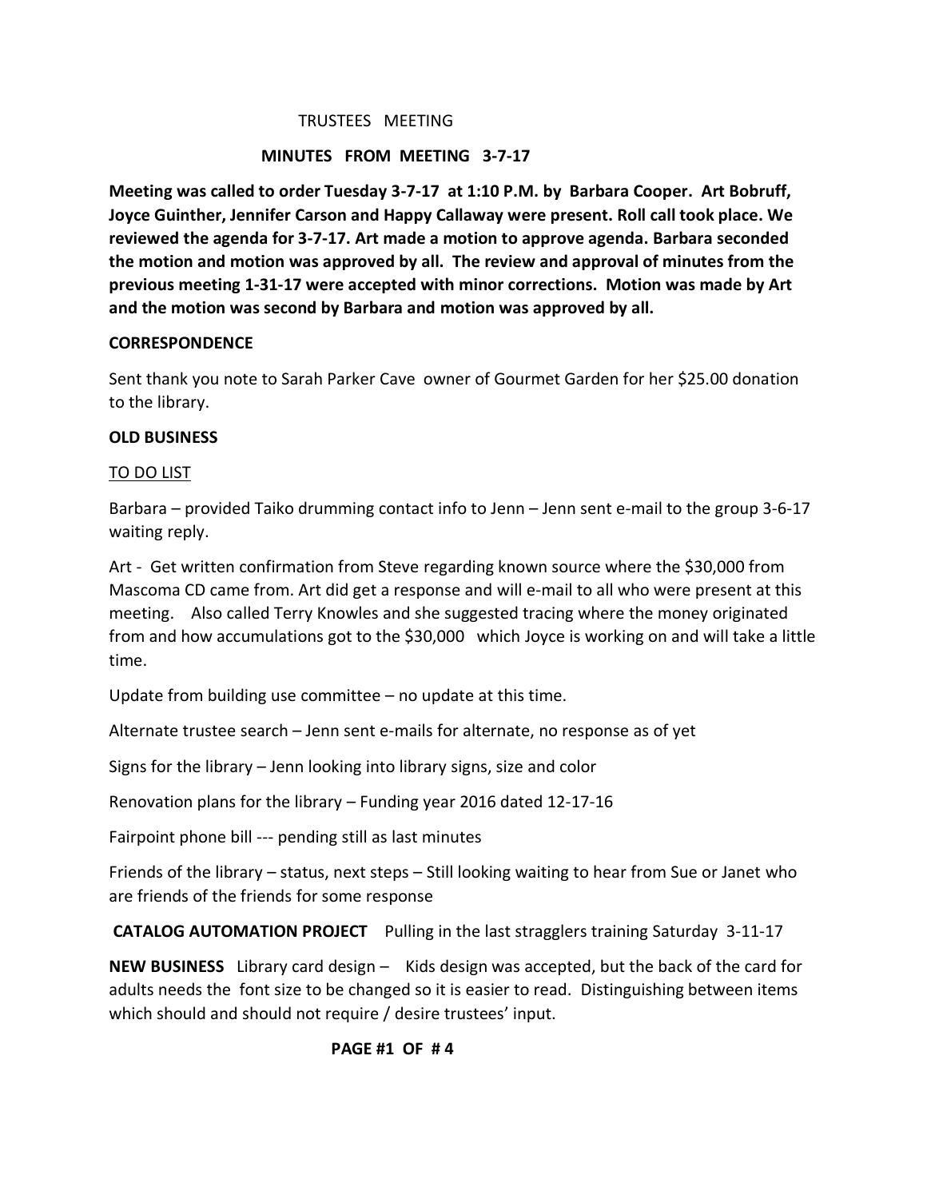TRUSTEES MEETING

**MINUTES FROM MEETING 3-7-17**

**Meeting was called to order Tuesday 3-7-17 at 1:10 P.M. by Barbara Cooper. Art Bobruff, Joyce Guinther, Jennifer Carson and Happy Callaway were present. Roll call took place. We reviewed the agenda for 3-7-17. Art made a motion to approve agenda. Barbara seconded the motion and motion was approved by all. The review and approval of minutes from the previous meeting 1-31-17 were accepted with minor corrections. Motion was made by Art and the motion was second by Barbara and motion was approved by all.**

**CORRESPONDENCE**

Sent thank you note to Sarah Parker Cave owner of Gourmet Garden for her $25.00 donation to the library.

**OLD BUSINESS**

<u>TO DO LIST</u>

Barbara – provided Taiko drumming contact info to Jenn – Jenn sent e-mail to the group 3-6-17 waiting reply.

Art - Get written confirmation from Steve regarding known source where the $30,000 from Mascoma CD came from. Art did get a response and will e-mail to all who were present at this meeting. Also called Terry Knowles and she suggested tracing where the money originated from and how accumulations got to the $30,000 which Joyce is working on and will take a little time.

Update from building use committee – no update at this time.

Alternate trustee search – Jenn sent e-mails for alternate, no response as of yet

Signs for the library – Jenn looking into library signs, size and color

Renovation plans for the library – Funding year 2016 dated 12-17-16

Fairpoint phone bill --- pending still as last minutes

Friends of the library – status, next steps – Still looking waiting to hear from Sue or Janet who are friends of the friends for some response

**CATALOG AUTOMATION PROJECT** Pulling in the last stragglers training Saturday 3-11-17

**NEW BUSINESS** Library card design – Kids design was accepted, but the back of the card for adults needs the font size to be changed so it is easier to read. Distinguishing between items which should and should not require / desire trustees' input.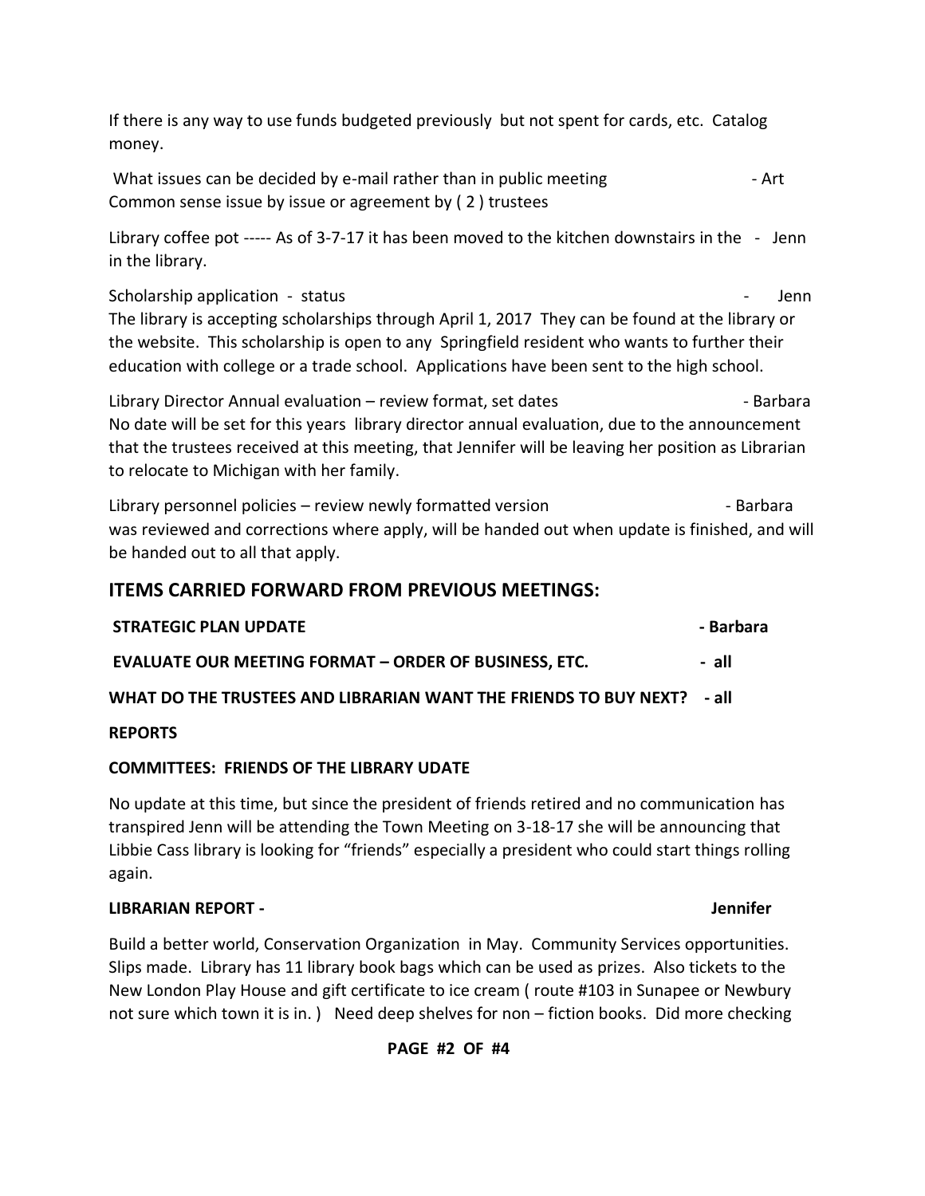If there is any way to use funds budgeted previously but not spent for cards, etc. Catalog money.

What issues can be decided by e-mail rather than in public meeting - Art
Common sense issue by issue or agreement by ( 2 ) trustees

Library coffee pot ----- As of 3-7-17 it has been moved to the kitchen downstairs in the - Jenn
in the library.

Scholarship application - status - Jenn
The library is accepting scholarships through April 1, 2017 They can be found at the library or the website. This scholarship is open to any Springfield resident who wants to further their education with college or a trade school. Applications have been sent to the high school.

Library Director Annual evaluation – review format, set dates - Barbara
No date will be set for this years library director annual evaluation, due to the announcement that the trustees received at this meeting, that Jennifer will be leaving her position as Librarian to relocate to Michigan with her family.

Library personnel policies – review newly formatted version - Barbara
was reviewed and corrections where apply, will be handed out when update is finished, and will be handed out to all that apply.

## ITEMS CARRIED FORWARD FROM PREVIOUS MEETINGS:

**STRATEGIC PLAN UPDATE - Barbara**

**EVALUATE OUR MEETING FORMAT – ORDER OF BUSINESS, ETC. - all**

**WHAT DO THE TRUSTEES AND LIBRARIAN WANT THE FRIENDS TO BUY NEXT? - all**

**REPORTS**

**COMMITTEES: FRIENDS OF THE LIBRARY UDATE**

No update at this time, but since the president of friends retired and no communication has transpired Jenn will be attending the Town Meeting on 3-18-17 she will be announcing that Libbie Cass library is looking for "friends" especially a president who could start things rolling again.

**LIBRARIAN REPORT - Jennifer**

Build a better world, Conservation Organization in May. Community Services opportunities. Slips made. Library has 11 library book bags which can be used as prizes. Also tickets to the New London Play House and gift certificate to ice cream ( route #103 in Sunapee or Newbury not sure which town it is in. ) Need deep shelves for non – fiction books. Did more checking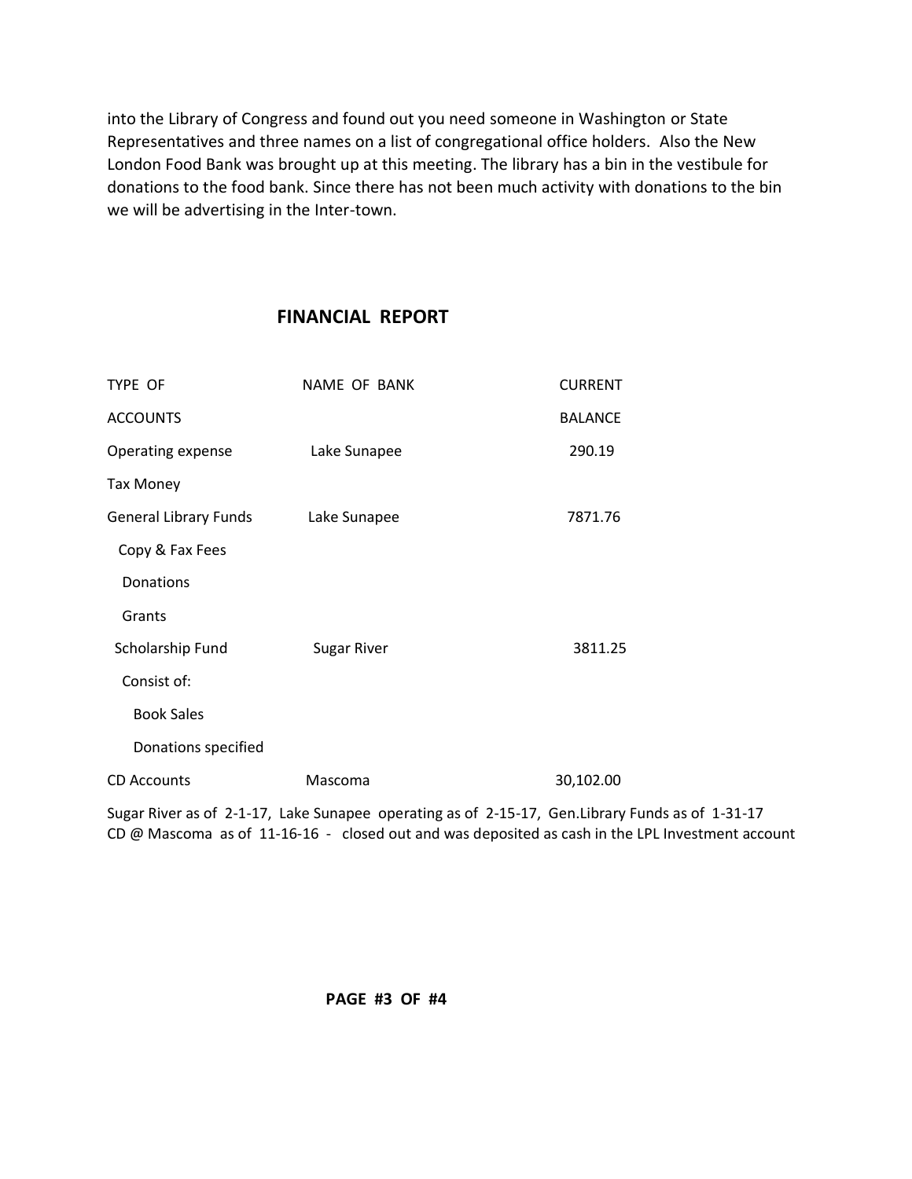into the Library of Congress and found out you need someone in Washington or State Representatives and three names on a list of congregational office holders. Also the New London Food Bank was brought up at this meeting. The library has a bin in the vestibule for donations to the food bank. Since there has not been much activity with donations to the bin we will be advertising in the Inter-town.

## FINANCIAL REPORT

| TYPE OF ACCOUNTS | NAME OF BANK | CURRENT BALANCE |
|---|---|---|
| Operating expense Tax Money | Lake Sunapee | 290.19 |
| General Library Funds | Lake Sunapee | 7871.76 |
| Copy & Fax Fees | | |
| Donations | | |
| Grants | | |
| Scholarship Fund | Sugar River | 3811.25 |
| Consist of: | | |
| Book Sales | | |
| Donations specified | | |
| CD Accounts | Mascoma | 30,102.00 |

Sugar River as of 2-1-17, Lake Sunapee operating as of 2-15-17, Gen.Library Funds as of 1-31-17
CD @ Mascoma as of 11-16-16 - closed out and was deposited as cash in the LPL Investment account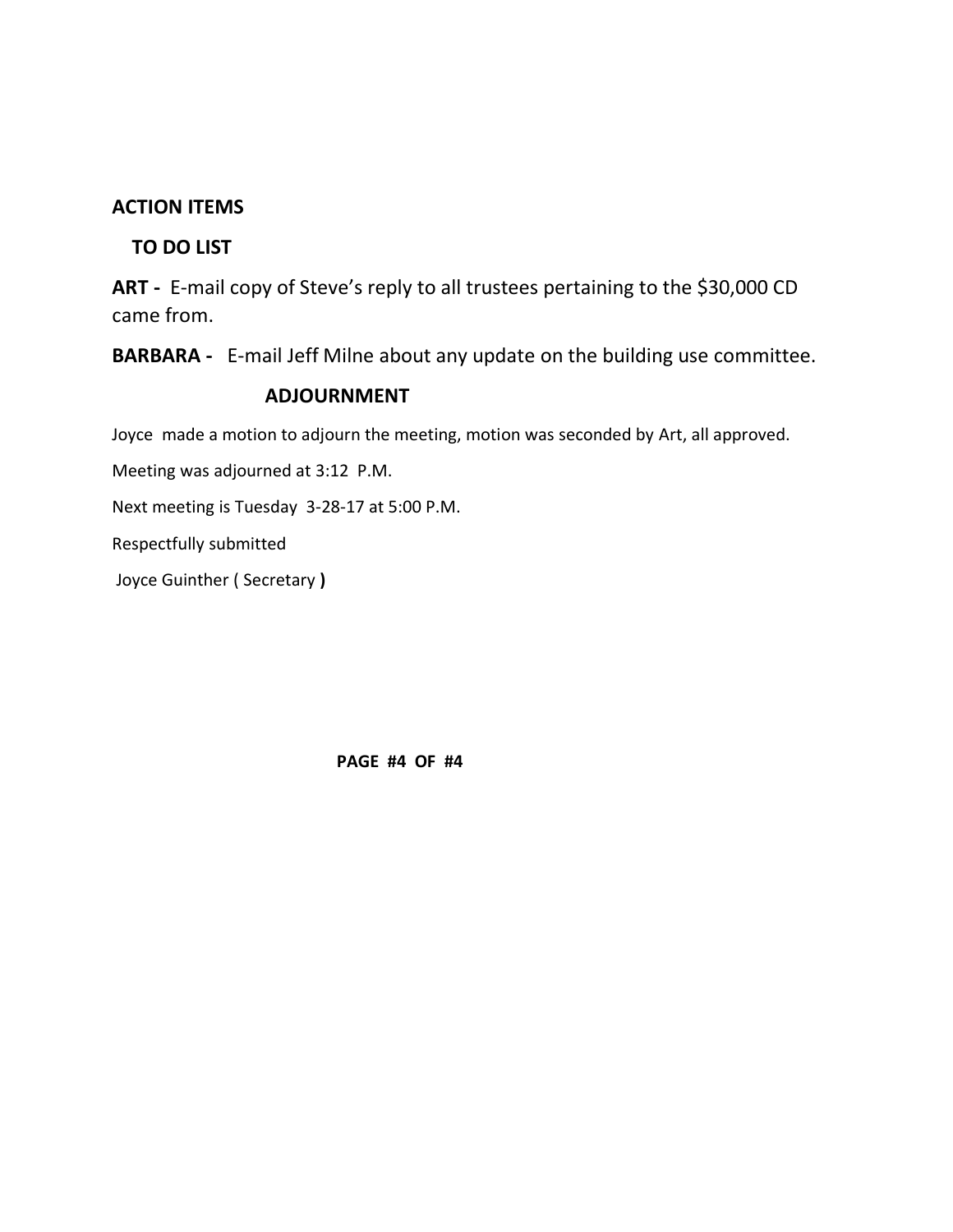## ACTION ITEMS

### TO DO LIST

**ART -** E-mail copy of Steve's reply to all trustees pertaining to the $30,000 CD came from.

**BARBARA -** E-mail Jeff Milne about any update on the building use committee.

### ADJOURNMENT

Joyce made a motion to adjourn the meeting, motion was seconded by Art, all approved.

Meeting was adjourned at 3:12 P.M.

Next meeting is Tuesday 3-28-17 at 5:00 P.M.

Respectfully submitted

Joyce Guinther ( Secretary )